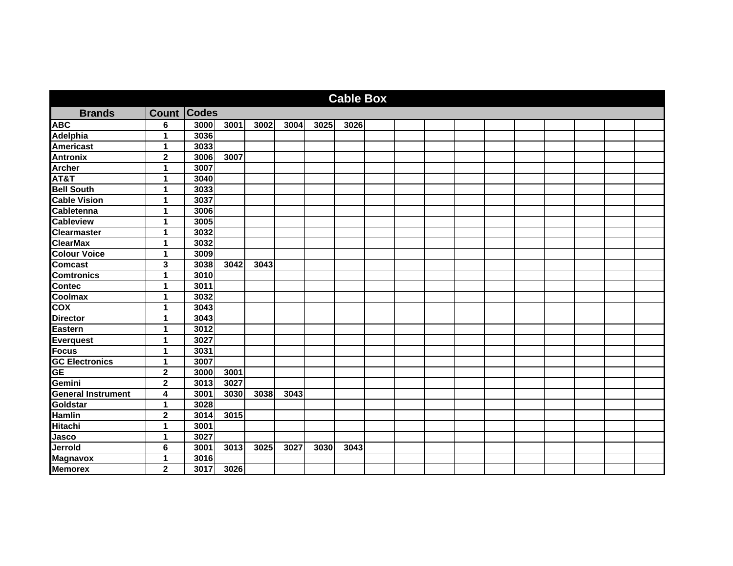# Cable Box

| Brands | Count | Codes | | | | | | | | | | | | | | | |
|---|---|---|---|---|---|---|---|---|---|---|---|---|---|---|---|---|---|
| ABC | 6 | 3000 | 3001 | 3002 | 3004 | 3025 | 3026 | | | | | | | | | | |
| Adelphia | 1 | 3036 | | | | | | | | | | | | | | | |
| Americast | 1 | 3033 | | | | | | | | | | | | | | | |
| Antronix | 2 | 3006 | 3007 | | | | | | | | | | | | | | |
| Archer | 1 | 3007 | | | | | | | | | | | | | | | |
| AT&T | 1 | 3040 | | | | | | | | | | | | | | | |
| Bell South | 1 | 3033 | | | | | | | | | | | | | | | |
| Cable Vision | 1 | 3037 | | | | | | | | | | | | | | | |
| Cabletenna | 1 | 3006 | | | | | | | | | | | | | | | |
| Cableview | 1 | 3005 | | | | | | | | | | | | | | | |
| Clearmaster | 1 | 3032 | | | | | | | | | | | | | | | |
| ClearMax | 1 | 3032 | | | | | | | | | | | | | | | |
| Colour Voice | 1 | 3009 | | | | | | | | | | | | | | | |
| Comcast | 3 | 3038 | 3042 | 3043 | | | | | | | | | | | | | |
| Comtronics | 1 | 3010 | | | | | | | | | | | | | | | |
| Contec | 1 | 3011 | | | | | | | | | | | | | | | |
| Coolmax | 1 | 3032 | | | | | | | | | | | | | | | |
| COX | 1 | 3043 | | | | | | | | | | | | | | | |
| Director | 1 | 3043 | | | | | | | | | | | | | | | |
| Eastern | 1 | 3012 | | | | | | | | | | | | | | | |
| Everquest | 1 | 3027 | | | | | | | | | | | | | | | |
| Focus | 1 | 3031 | | | | | | | | | | | | | | | |
| GC Electronics | 1 | 3007 | | | | | | | | | | | | | | | |
| GE | 2 | 3000 | 3001 | | | | | | | | | | | | | | |
| Gemini | 2 | 3013 | 3027 | | | | | | | | | | | | | | |
| General Instrument | 4 | 3001 | 3030 | 3038 | 3043 | | | | | | | | | | | | |
| Goldstar | 1 | 3028 | | | | | | | | | | | | | | | |
| Hamlin | 2 | 3014 | 3015 | | | | | | | | | | | | | | |
| Hitachi | 1 | 3001 | | | | | | | | | | | | | | | |
| Jasco | 1 | 3027 | | | | | | | | | | | | | | | |
| Jerrold | 6 | 3001 | 3013 | 3025 | 3027 | 3030 | 3043 | | | | | | | | | | |
| Magnavox | 1 | 3016 | | | | | | | | | | | | | | | |
| Memorex | 2 | 3017 | 3026 | | | | | | | | | | | | | | |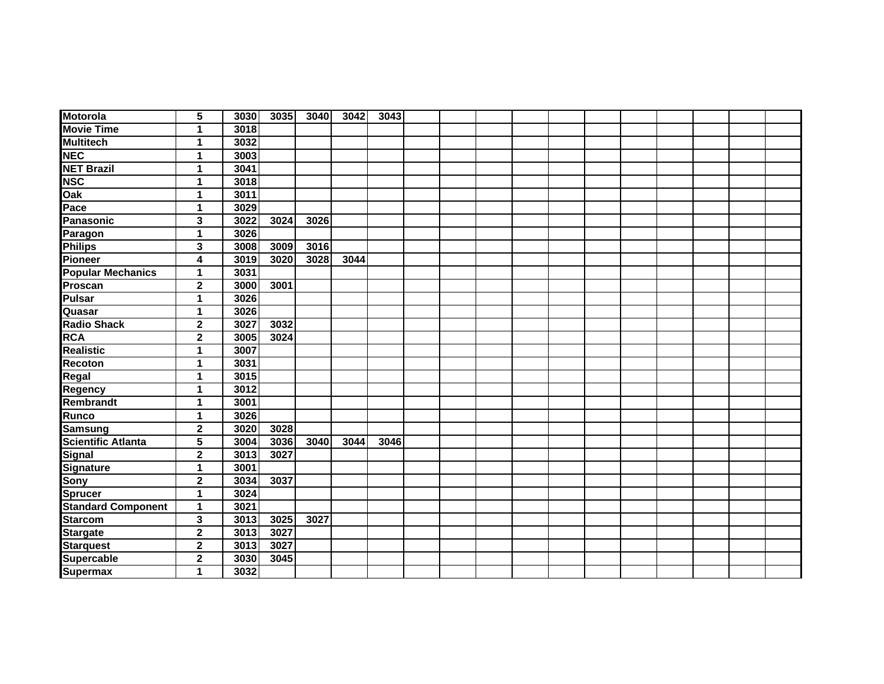| | | | | | | | | | | | | | | | | | |
|---|---|---|---|---|---|---|---|---|---|---|---|---|---|---|---|---|---|
| **Motorola** | **5** | **3030** | **3035** | **3040** | **3042** | **3043** | | | | | | | | | | | |
| **Movie Time** | **1** | **3018** | | | | | | | | | | | | | | | |
| **Multitech** | **1** | **3032** | | | | | | | | | | | | | | | |
| **NEC** | **1** | **3003** | | | | | | | | | | | | | | | |
| **NET Brazil** | **1** | **3041** | | | | | | | | | | | | | | | |
| **NSC** | **1** | **3018** | | | | | | | | | | | | | | | |
| **Oak** | **1** | **3011** | | | | | | | | | | | | | | | |
| **Pace** | **1** | **3029** | | | | | | | | | | | | | | | |
| **Panasonic** | **3** | **3022** | **3024** | **3026** | | | | | | | | | | | | | |
| **Paragon** | **1** | **3026** | | | | | | | | | | | | | | | |
| **Philips** | **3** | **3008** | **3009** | **3016** | | | | | | | | | | | | | |
| **Pioneer** | **4** | **3019** | **3020** | **3028** | **3044** | | | | | | | | | | | | |
| **Popular Mechanics** | **1** | **3031** | | | | | | | | | | | | | | | |
| **Proscan** | **2** | **3000** | **3001** | | | | | | | | | | | | | | |
| **Pulsar** | **1** | **3026** | | | | | | | | | | | | | | | |
| **Quasar** | **1** | **3026** | | | | | | | | | | | | | | | |
| **Radio Shack** | **2** | **3027** | **3032** | | | | | | | | | | | | | | |
| **RCA** | **2** | **3005** | **3024** | | | | | | | | | | | | | | |
| **Realistic** | **1** | **3007** | | | | | | | | | | | | | | | |
| **Recoton** | **1** | **3031** | | | | | | | | | | | | | | | |
| **Regal** | **1** | **3015** | | | | | | | | | | | | | | | |
| **Regency** | **1** | **3012** | | | | | | | | | | | | | | | |
| **Rembrandt** | **1** | **3001** | | | | | | | | | | | | | | | |
| **Runco** | **1** | **3026** | | | | | | | | | | | | | | | |
| **Samsung** | **2** | **3020** | **3028** | | | | | | | | | | | | | | |
| **Scientific Atlanta** | **5** | **3004** | **3036** | **3040** | **3044** | **3046** | | | | | | | | | | | |
| **Signal** | **2** | **3013** | **3027** | | | | | | | | | | | | | | |
| **Signature** | **1** | **3001** | | | | | | | | | | | | | | | |
| **Sony** | **2** | **3034** | **3037** | | | | | | | | | | | | | | |
| **Sprucer** | **1** | **3024** | | | | | | | | | | | | | | | |
| **Standard Component** | **1** | **3021** | | | | | | | | | | | | | | | |
| **Starcom** | **3** | **3013** | **3025** | **3027** | | | | | | | | | | | | | |
| **Stargate** | **2** | **3013** | **3027** | | | | | | | | | | | | | | |
| **Starquest** | **2** | **3013** | **3027** | | | | | | | | | | | | | | |
| **Supercable** | **2** | **3030** | **3045** | | | | | | | | | | | | | | |
| **Supermax** | **1** | **3032** | | | | | | | | | | | | | | | |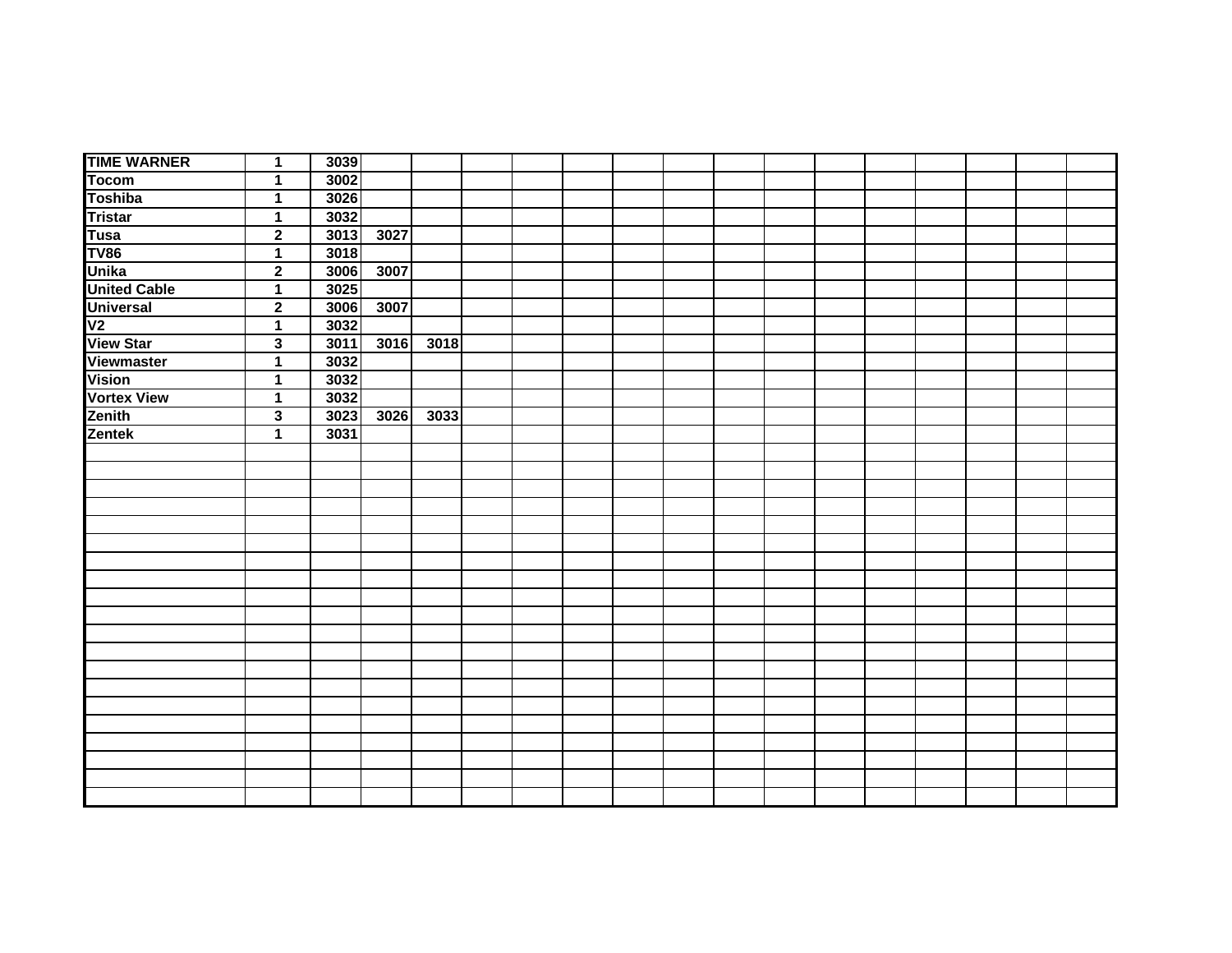| | | | | | | | | | | | | | | | | | |
|---|---|---|---|---|---|---|---|---|---|---|---|---|---|---|---|---|---|
| **TIME WARNER** | **1** | **3039** | | | | | | | | | | | | | | | |
| **Tocom** | **1** | **3002** | | | | | | | | | | | | | | | |
| **Toshiba** | **1** | **3026** | | | | | | | | | | | | | | | |
| **Tristar** | **1** | **3032** | | | | | | | | | | | | | | | |
| **Tusa** | **2** | **3013** | **3027** | | | | | | | | | | | | | | |
| **TV86** | **1** | **3018** | | | | | | | | | | | | | | | |
| **Unika** | **2** | **3006** | **3007** | | | | | | | | | | | | | | |
| **United Cable** | **1** | **3025** | | | | | | | | | | | | | | | |
| **Universal** | **2** | **3006** | **3007** | | | | | | | | | | | | | | |
| **V2** | **1** | **3032** | | | | | | | | | | | | | | | |
| **View Star** | **3** | **3011** | **3016** | **3018** | | | | | | | | | | | | | |
| **Viewmaster** | **1** | **3032** | | | | | | | | | | | | | | | |
| **Vision** | **1** | **3032** | | | | | | | | | | | | | | | |
| **Vortex View** | **1** | **3032** | | | | | | | | | | | | | | | |
| **Zenith** | **3** | **3023** | **3026** | **3033** | | | | | | | | | | | | | |
| **Zentek** | **1** | **3031** | | | | | | | | | | | | | | | |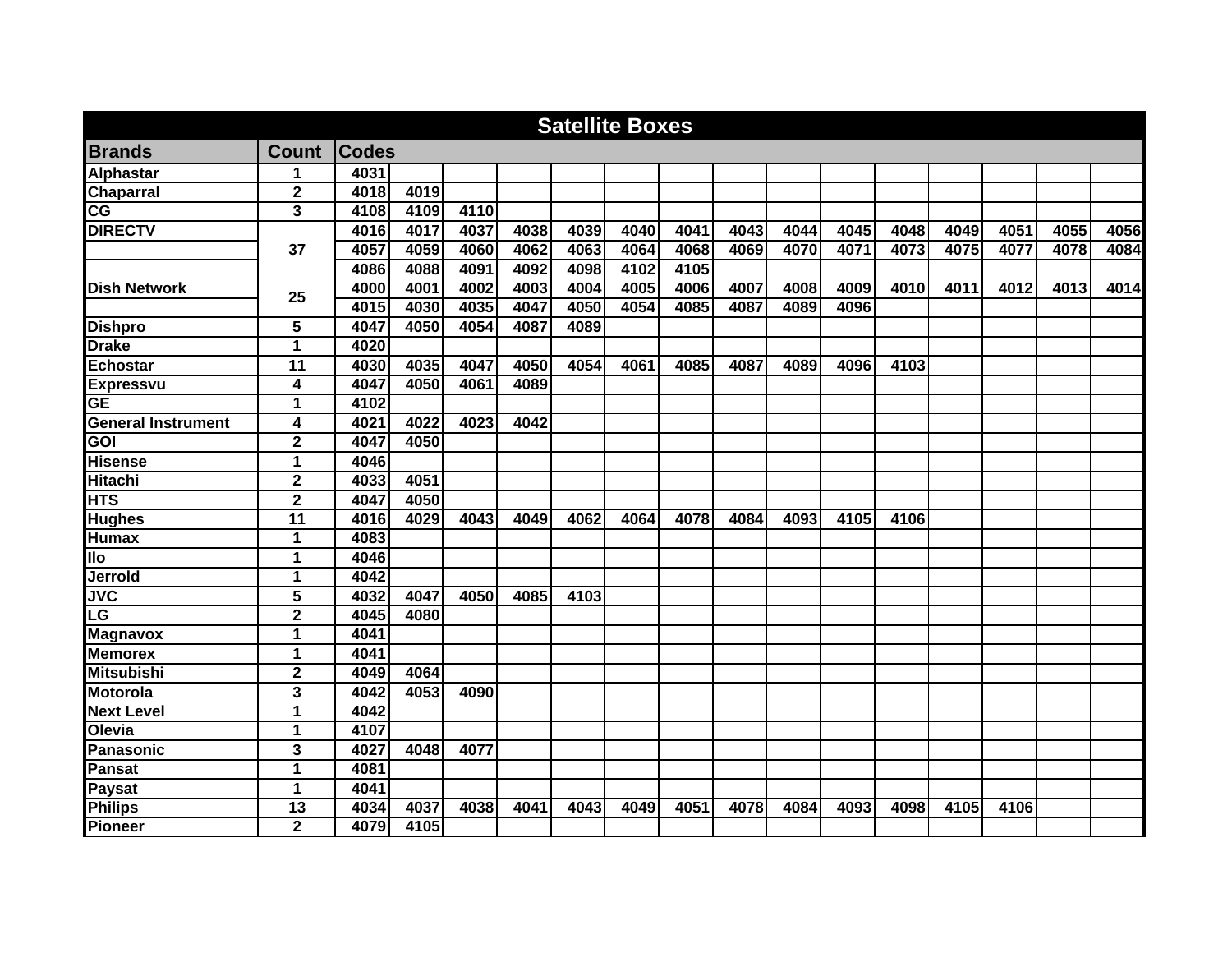## Satellite Boxes

| Brands | Count | Codes | | | | | | | | | | | | | | |
|---|---|---|---|---|---|---|---|---|---|---|---|---|---|---|---|---|
| Alphastar | 1 | 4031 | | | | | | | | | | | | | | |
| Chaparral | 2 | 4018 | 4019 | | | | | | | | | | | | | |
| CG | 3 | 4108 | 4109 | 4110 | | | | | | | | | | | | |
| DIRECTV | 37 | 4016 | 4017 | 4037 | 4038 | 4039 | 4040 | 4041 | 4043 | 4044 | 4045 | 4048 | 4049 | 4051 | 4055 | 4056 |
| | | 4057 | 4059 | 4060 | 4062 | 4063 | 4064 | 4068 | 4069 | 4070 | 4071 | 4073 | 4075 | 4077 | 4078 | 4084 |
| | | 4086 | 4088 | 4091 | 4092 | 4098 | 4102 | 4105 | | | | | | | | |
| Dish Network | 25 | 4000 | 4001 | 4002 | 4003 | 4004 | 4005 | 4006 | 4007 | 4008 | 4009 | 4010 | 4011 | 4012 | 4013 | 4014 |
| | | 4015 | 4030 | 4035 | 4047 | 4050 | 4054 | 4085 | 4087 | 4089 | 4096 | | | | | |
| Dishpro | 5 | 4047 | 4050 | 4054 | 4087 | 4089 | | | | | | | | | | |
| Drake | 1 | 4020 | | | | | | | | | | | | | | |
| Echostar | 11 | 4030 | 4035 | 4047 | 4050 | 4054 | 4061 | 4085 | 4087 | 4089 | 4096 | 4103 | | | | |
| Expressvu | 4 | 4047 | 4050 | 4061 | 4089 | | | | | | | | | | | |
| GE | 1 | 4102 | | | | | | | | | | | | | | |
| General Instrument | 4 | 4021 | 4022 | 4023 | 4042 | | | | | | | | | | | |
| GOI | 2 | 4047 | 4050 | | | | | | | | | | | | | |
| Hisense | 1 | 4046 | | | | | | | | | | | | | | |
| Hitachi | 2 | 4033 | 4051 | | | | | | | | | | | | | |
| HTS | 2 | 4047 | 4050 | | | | | | | | | | | | | |
| Hughes | 11 | 4016 | 4029 | 4043 | 4049 | 4062 | 4064 | 4078 | 4084 | 4093 | 4105 | 4106 | | | | |
| Humax | 1 | 4083 | | | | | | | | | | | | | | |
| Ilo | 1 | 4046 | | | | | | | | | | | | | | |
| Jerrold | 1 | 4042 | | | | | | | | | | | | | | |
| JVC | 5 | 4032 | 4047 | 4050 | 4085 | 4103 | | | | | | | | | | |
| LG | 2 | 4045 | 4080 | | | | | | | | | | | | | |
| Magnavox | 1 | 4041 | | | | | | | | | | | | | | |
| Memorex | 1 | 4041 | | | | | | | | | | | | | | |
| Mitsubishi | 2 | 4049 | 4064 | | | | | | | | | | | | | |
| Motorola | 3 | 4042 | 4053 | 4090 | | | | | | | | | | | | |
| Next Level | 1 | 4042 | | | | | | | | | | | | | | |
| Olevia | 1 | 4107 | | | | | | | | | | | | | | |
| Panasonic | 3 | 4027 | 4048 | 4077 | | | | | | | | | | | | |
| Pansat | 1 | 4081 | | | | | | | | | | | | | | |
| Paysat | 1 | 4041 | | | | | | | | | | | | | | |
| Philips | 13 | 4034 | 4037 | 4038 | 4041 | 4043 | 4049 | 4051 | 4078 | 4084 | 4093 | 4098 | 4105 | 4106 | | |
| Pioneer | 2 | 4079 | 4105 | | | | | | | | | | | | | |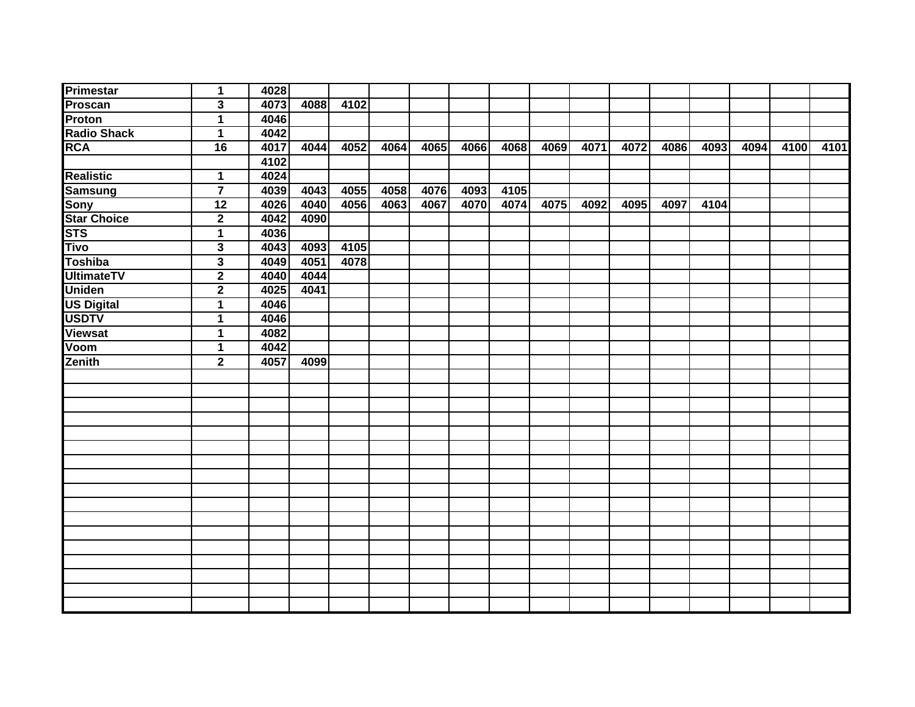| | | | | | | | | | | | | | | | | |
|---|---|---|---|---|---|---|---|---|---|---|---|---|---|---|---|---|
| **Primestar** | **1** | **4028** | | | | | | | | | | | | | | |
| **Proscan** | **3** | **4073** | **4088** | **4102** | | | | | | | | | | | | |
| **Proton** | **1** | **4046** | | | | | | | | | | | | | | |
| **Radio Shack** | **1** | **4042** | | | | | | | | | | | | | | |
| **RCA** | **16** | **4017** | **4044** | **4052** | **4064** | **4065** | **4066** | **4068** | **4069** | **4071** | **4072** | **4086** | **4093** | **4094** | **4100** | **4101** |
| | | **4102** | | | | | | | | | | | | | | |
| **Realistic** | **1** | **4024** | | | | | | | | | | | | | | |
| **Samsung** | **7** | **4039** | **4043** | **4055** | **4058** | **4076** | **4093** | **4105** | | | | | | | | |
| **Sony** | **12** | **4026** | **4040** | **4056** | **4063** | **4067** | **4070** | **4074** | **4075** | **4092** | **4095** | **4097** | **4104** | | | |
| **Star Choice** | **2** | **4042** | **4090** | | | | | | | | | | | | | |
| **STS** | **1** | **4036** | | | | | | | | | | | | | | |
| **Tivo** | **3** | **4043** | **4093** | **4105** | | | | | | | | | | | | |
| **Toshiba** | **3** | **4049** | **4051** | **4078** | | | | | | | | | | | | |
| **UltimateTV** | **2** | **4040** | **4044** | | | | | | | | | | | | | |
| **Uniden** | **2** | **4025** | **4041** | | | | | | | | | | | | | |
| **US Digital** | **1** | **4046** | | | | | | | | | | | | | | |
| **USDTV** | **1** | **4046** | | | | | | | | | | | | | | |
| **Viewsat** | **1** | **4082** | | | | | | | | | | | | | | |
| **Voom** | **1** | **4042** | | | | | | | | | | | | | | |
| **Zenith** | **2** | **4057** | **4099** | | | | | | | | | | | | | |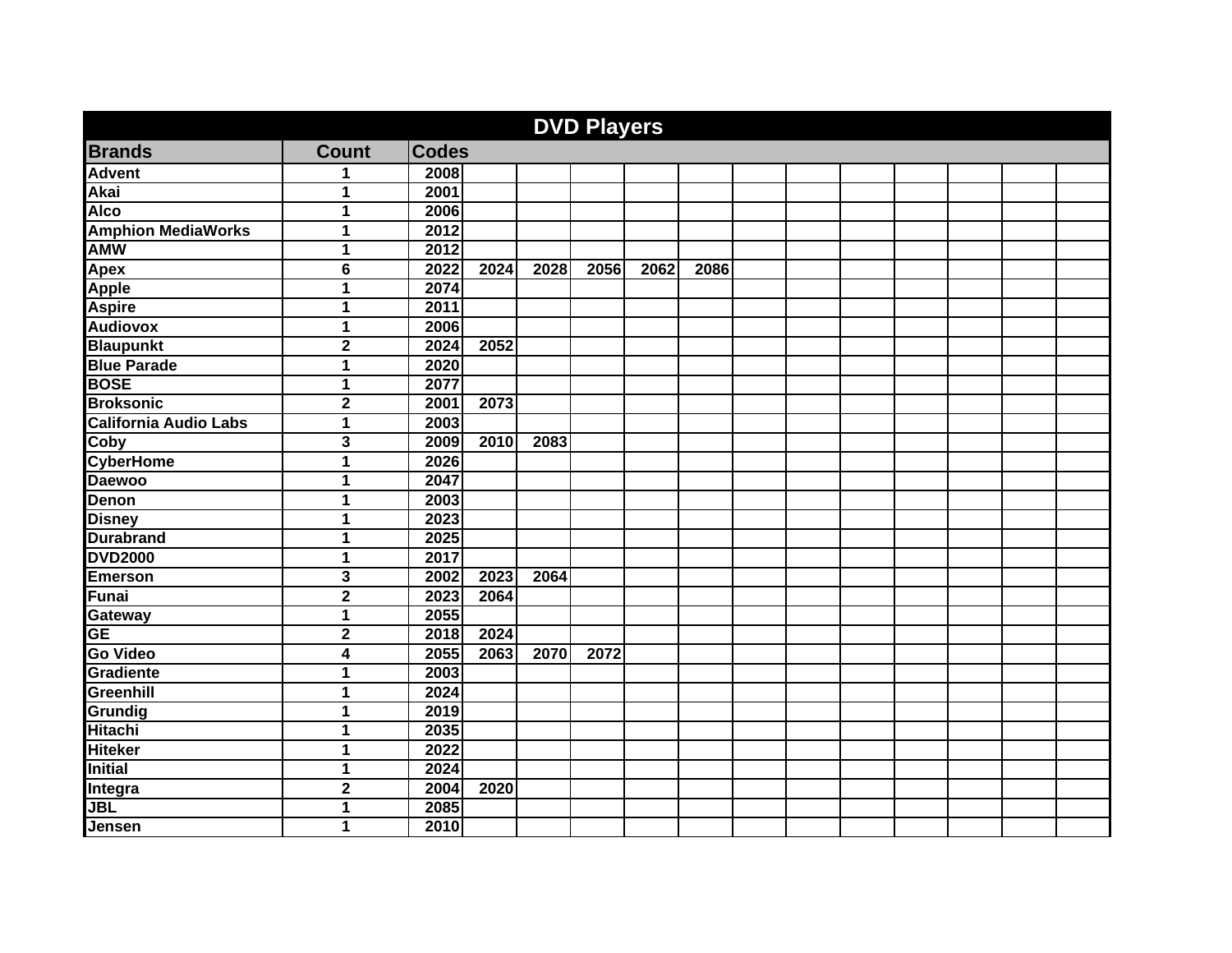# DVD Players

| Brands | Count | Codes | | | | | | | | | | | | |
|---|---|---|---|---|---|---|---|---|---|---|---|---|---|---|
| Advent | 1 | 2008 | | | | | | | | | | | | |
| Akai | 1 | 2001 | | | | | | | | | | | | |
| Alco | 1 | 2006 | | | | | | | | | | | | |
| Amphion MediaWorks | 1 | 2012 | | | | | | | | | | | | |
| AMW | 1 | 2012 | | | | | | | | | | | | |
| Apex | 6 | 2022 | 2024 | 2028 | 2056 | 2062 | 2086 | | | | | | | |
| Apple | 1 | 2074 | | | | | | | | | | | | |
| Aspire | 1 | 2011 | | | | | | | | | | | | |
| Audiovox | 1 | 2006 | | | | | | | | | | | | |
| Blaupunkt | 2 | 2024 | 2052 | | | | | | | | | | | |
| Blue Parade | 1 | 2020 | | | | | | | | | | | | |
| BOSE | 1 | 2077 | | | | | | | | | | | | |
| Broksonic | 2 | 2001 | 2073 | | | | | | | | | | | |
| California Audio Labs | 1 | 2003 | | | | | | | | | | | | |
| Coby | 3 | 2009 | 2010 | 2083 | | | | | | | | | | |
| CyberHome | 1 | 2026 | | | | | | | | | | | | |
| Daewoo | 1 | 2047 | | | | | | | | | | | | |
| Denon | 1 | 2003 | | | | | | | | | | | | |
| Disney | 1 | 2023 | | | | | | | | | | | | |
| Durabrand | 1 | 2025 | | | | | | | | | | | | |
| DVD2000 | 1 | 2017 | | | | | | | | | | | | |
| Emerson | 3 | 2002 | 2023 | 2064 | | | | | | | | | | |
| Funai | 2 | 2023 | 2064 | | | | | | | | | | | |
| Gateway | 1 | 2055 | | | | | | | | | | | | |
| GE | 2 | 2018 | 2024 | | | | | | | | | | | |
| Go Video | 4 | 2055 | 2063 | 2070 | 2072 | | | | | | | | | |
| Gradiente | 1 | 2003 | | | | | | | | | | | | |
| Greenhill | 1 | 2024 | | | | | | | | | | | | |
| Grundig | 1 | 2019 | | | | | | | | | | | | |
| Hitachi | 1 | 2035 | | | | | | | | | | | | |
| Hiteker | 1 | 2022 | | | | | | | | | | | | |
| Initial | 1 | 2024 | | | | | | | | | | | | |
| Integra | 2 | 2004 | 2020 | | | | | | | | | | | |
| JBL | 1 | 2085 | | | | | | | | | | | | |
| Jensen | 1 | 2010 | | | | | | | | | | | | |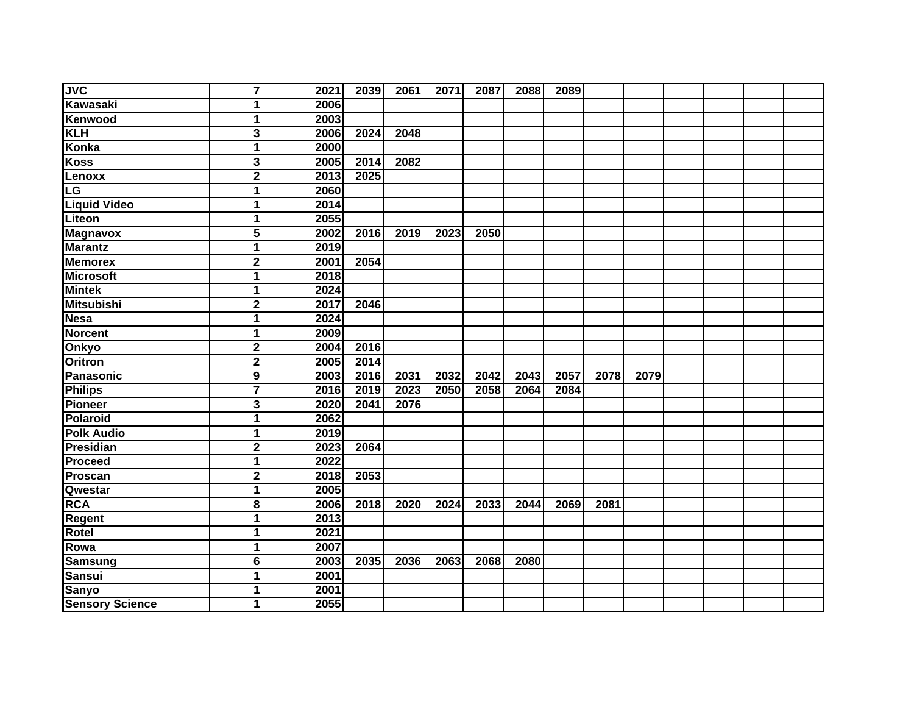| | | | | | | | | | | | | | | |
|---|---|---|---|---|---|---|---|---|---|---|---|---|---|---|
| **JVC** | **7** | **2021** | **2039** | **2061** | **2071** | **2087** | **2088** | **2089** | | | | | | |
| **Kawasaki** | **1** | **2006** | | | | | | | | | | | | |
| **Kenwood** | **1** | **2003** | | | | | | | | | | | | |
| **KLH** | **3** | **2006** | **2024** | **2048** | | | | | | | | | | |
| **Konka** | **1** | **2000** | | | | | | | | | | | | |
| **Koss** | **3** | **2005** | **2014** | **2082** | | | | | | | | | | |
| **Lenoxx** | **2** | **2013** | **2025** | | | | | | | | | | | |
| **LG** | **1** | **2060** | | | | | | | | | | | | |
| **Liquid Video** | **1** | **2014** | | | | | | | | | | | | |
| **Liteon** | **1** | **2055** | | | | | | | | | | | | |
| **Magnavox** | **5** | **2002** | **2016** | **2019** | **2023** | **2050** | | | | | | | | |
| **Marantz** | **1** | **2019** | | | | | | | | | | | | |
| **Memorex** | **2** | **2001** | **2054** | | | | | | | | | | | |
| **Microsoft** | **1** | **2018** | | | | | | | | | | | | |
| **Mintek** | **1** | **2024** | | | | | | | | | | | | |
| **Mitsubishi** | **2** | **2017** | **2046** | | | | | | | | | | | |
| **Nesa** | **1** | **2024** | | | | | | | | | | | | |
| **Norcent** | **1** | **2009** | | | | | | | | | | | | |
| **Onkyo** | **2** | **2004** | **2016** | | | | | | | | | | | |
| **Oritron** | **2** | **2005** | **2014** | | | | | | | | | | | |
| **Panasonic** | **9** | **2003** | **2016** | **2031** | **2032** | **2042** | **2043** | **2057** | **2078** | **2079** | | | | |
| **Philips** | **7** | **2016** | **2019** | **2023** | **2050** | **2058** | **2064** | **2084** | | | | | | |
| **Pioneer** | **3** | **2020** | **2041** | **2076** | | | | | | | | | | |
| **Polaroid** | **1** | **2062** | | | | | | | | | | | | |
| **Polk Audio** | **1** | **2019** | | | | | | | | | | | | |
| **Presidian** | **2** | **2023** | **2064** | | | | | | | | | | | |
| **Proceed** | **1** | **2022** | | | | | | | | | | | | |
| **Proscan** | **2** | **2018** | **2053** | | | | | | | | | | | |
| **Qwestar** | **1** | **2005** | | | | | | | | | | | | |
| **RCA** | **8** | **2006** | **2018** | **2020** | **2024** | **2033** | **2044** | **2069** | **2081** | | | | | |
| **Regent** | **1** | **2013** | | | | | | | | | | | | |
| **Rotel** | **1** | **2021** | | | | | | | | | | | | |
| **Rowa** | **1** | **2007** | | | | | | | | | | | | |
| **Samsung** | **6** | **2003** | **2035** | **2036** | **2063** | **2068** | **2080** | | | | | | | |
| **Sansui** | **1** | **2001** | | | | | | | | | | | | |
| **Sanyo** | **1** | **2001** | | | | | | | | | | | | |
| **Sensory Science** | **1** | **2055** | | | | | | | | | | | | |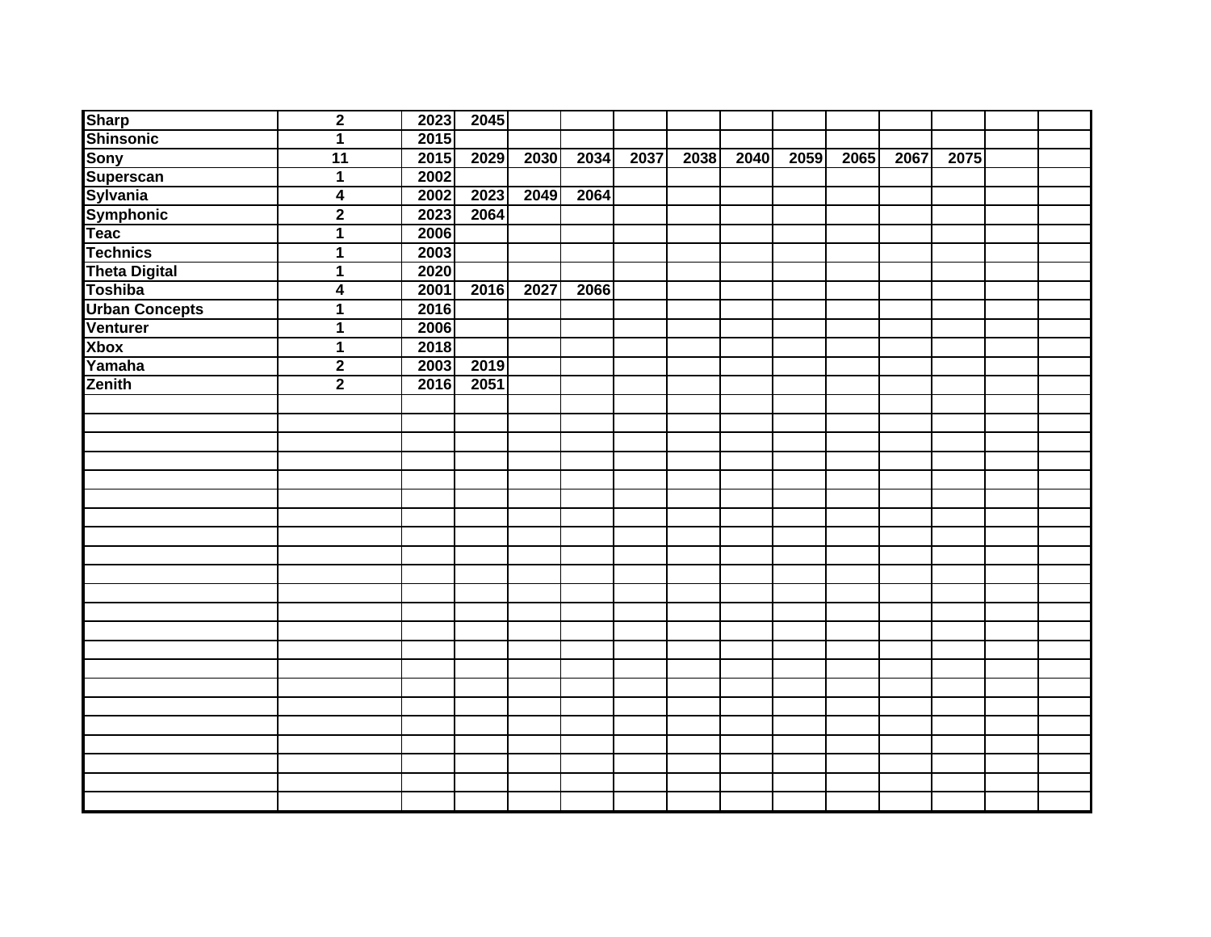| | | | | | | | | | | | | | | |
|---|---|---|---|---|---|---|---|---|---|---|---|---|---|---|
| **Sharp** | **2** | **2023** | **2045** | | | | | | | | | | | |
| **Shinsonic** | **1** | **2015** | | | | | | | | | | | | |
| **Sony** | **11** | **2015** | **2029** | **2030** | **2034** | **2037** | **2038** | **2040** | **2059** | **2065** | **2067** | **2075** | | |
| **Superscan** | **1** | **2002** | | | | | | | | | | | | |
| **Sylvania** | **4** | **2002** | **2023** | **2049** | **2064** | | | | | | | | | |
| **Symphonic** | **2** | **2023** | **2064** | | | | | | | | | | | |
| **Teac** | **1** | **2006** | | | | | | | | | | | | |
| **Technics** | **1** | **2003** | | | | | | | | | | | | |
| **Theta Digital** | **1** | **2020** | | | | | | | | | | | | |
| **Toshiba** | **4** | **2001** | **2016** | **2027** | **2066** | | | | | | | | | |
| **Urban Concepts** | **1** | **2016** | | | | | | | | | | | | |
| **Venturer** | **1** | **2006** | | | | | | | | | | | | |
| **Xbox** | **1** | **2018** | | | | | | | | | | | | |
| **Yamaha** | **2** | **2003** | **2019** | | | | | | | | | | | |
| **Zenith** | **2** | **2016** | **2051** | | | | | | | | | | | |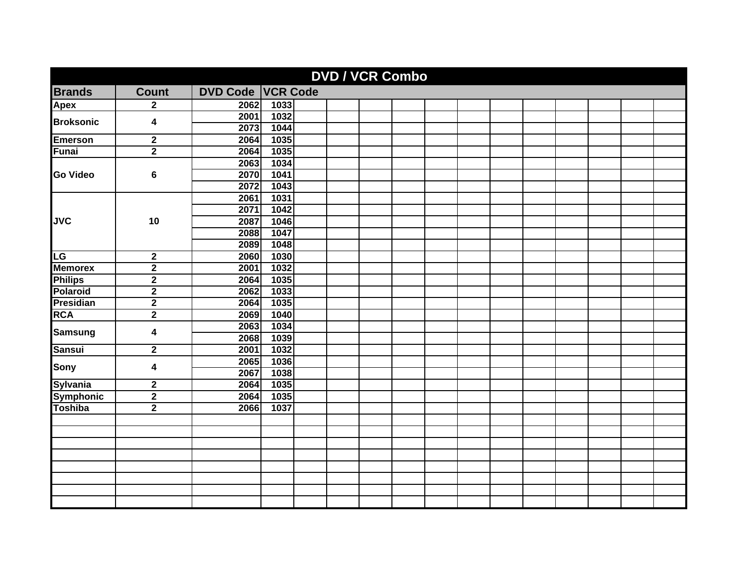## DVD / VCR Combo

| Brands | Count | DVD Code | VCR Code |
|---|---|---|---|
| Apex | 2 | 2062 | 1033 |
| Broksonic | 4 | 2001 | 1032 |
| | | 2073 | 1044 |
| Emerson | 2 | 2064 | 1035 |
| Funai | 2 | 2064 | 1035 |
| Go Video | 6 | 2063 | 1034 |
| | | 2070 | 1041 |
| | | 2072 | 1043 |
| JVC | 10 | 2061 | 1031 |
| | | 2071 | 1042 |
| | | 2087 | 1046 |
| | | 2088 | 1047 |
| | | 2089 | 1048 |
| LG | 2 | 2060 | 1030 |
| Memorex | 2 | 2001 | 1032 |
| Philips | 2 | 2064 | 1035 |
| Polaroid | 2 | 2062 | 1033 |
| Presidian | 2 | 2064 | 1035 |
| RCA | 2 | 2069 | 1040 |
| Samsung | 4 | 2063 | 1034 |
| | | 2068 | 1039 |
| Sansui | 2 | 2001 | 1032 |
| Sony | 4 | 2065 | 1036 |
| | | 2067 | 1038 |
| Sylvania | 2 | 2064 | 1035 |
| Symphonic | 2 | 2064 | 1035 |
| Toshiba | 2 | 2066 | 1037 |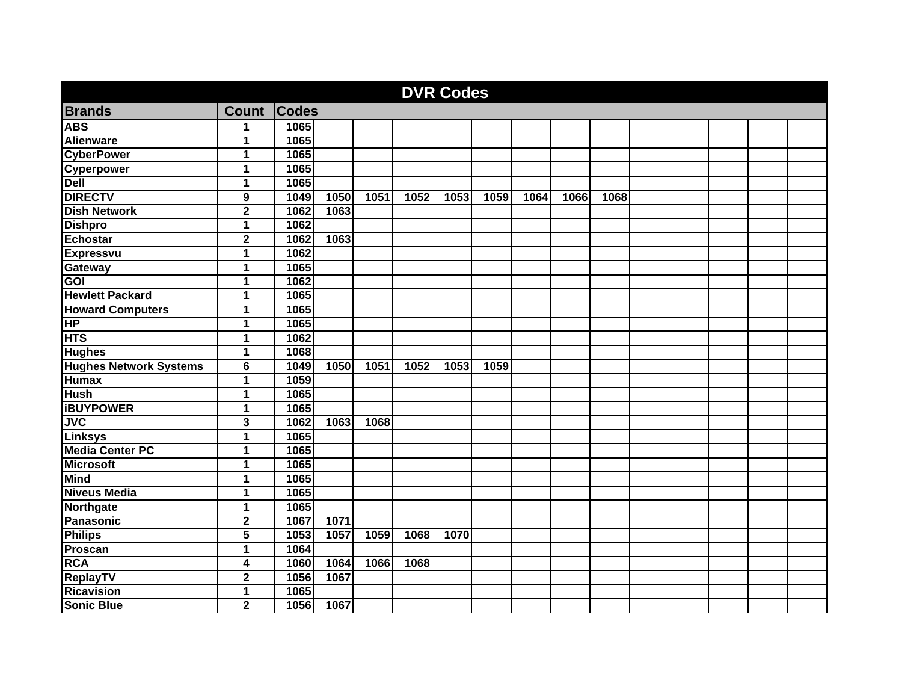| DVR Codes | | | | | | | | | | | | | | | |
|---|---|---|---|---|---|---|---|---|---|---|---|---|---|---|---|
| **Brands** | **Count** | **Codes** | | | | | | | | | | | | | |
| ABS | 1 | 1065 | | | | | | | | | | | | | |
| Alienware | 1 | 1065 | | | | | | | | | | | | | |
| CyberPower | 1 | 1065 | | | | | | | | | | | | | |
| Cyperpower | 1 | 1065 | | | | | | | | | | | | | |
| Dell | 1 | 1065 | | | | | | | | | | | | | |
| DIRECTV | 9 | 1049 | 1050 | 1051 | 1052 | 1053 | 1059 | 1064 | 1066 | 1068 | | | | | |
| Dish Network | 2 | 1062 | 1063 | | | | | | | | | | | | |
| Dishpro | 1 | 1062 | | | | | | | | | | | | | |
| Echostar | 2 | 1062 | 1063 | | | | | | | | | | | | |
| Expressvu | 1 | 1062 | | | | | | | | | | | | | |
| Gateway | 1 | 1065 | | | | | | | | | | | | | |
| GOI | 1 | 1062 | | | | | | | | | | | | | |
| Hewlett Packard | 1 | 1065 | | | | | | | | | | | | | |
| Howard Computers | 1 | 1065 | | | | | | | | | | | | | |
| HP | 1 | 1065 | | | | | | | | | | | | | |
| HTS | 1 | 1062 | | | | | | | | | | | | | |
| Hughes | 1 | 1068 | | | | | | | | | | | | | |
| Hughes Network Systems | 6 | 1049 | 1050 | 1051 | 1052 | 1053 | 1059 | | | | | | | | |
| Humax | 1 | 1059 | | | | | | | | | | | | | |
| Hush | 1 | 1065 | | | | | | | | | | | | | |
| iBUYPOWER | 1 | 1065 | | | | | | | | | | | | | |
| JVC | 3 | 1062 | 1063 | 1068 | | | | | | | | | | | |
| Linksys | 1 | 1065 | | | | | | | | | | | | | |
| Media Center PC | 1 | 1065 | | | | | | | | | | | | | |
| Microsoft | 1 | 1065 | | | | | | | | | | | | | |
| Mind | 1 | 1065 | | | | | | | | | | | | | |
| Niveus Media | 1 | 1065 | | | | | | | | | | | | | |
| Northgate | 1 | 1065 | | | | | | | | | | | | | |
| Panasonic | 2 | 1067 | 1071 | | | | | | | | | | | | |
| Philips | 5 | 1053 | 1057 | 1059 | 1068 | 1070 | | | | | | | | | |
| Proscan | 1 | 1064 | | | | | | | | | | | | | |
| RCA | 4 | 1060 | 1064 | 1066 | 1068 | | | | | | | | | | |
| ReplayTV | 2 | 1056 | 1067 | | | | | | | | | | | | |
| Ricavision | 1 | 1065 | | | | | | | | | | | | | |
| Sonic Blue | 2 | 1056 | 1067 | | | | | | | | | | | | |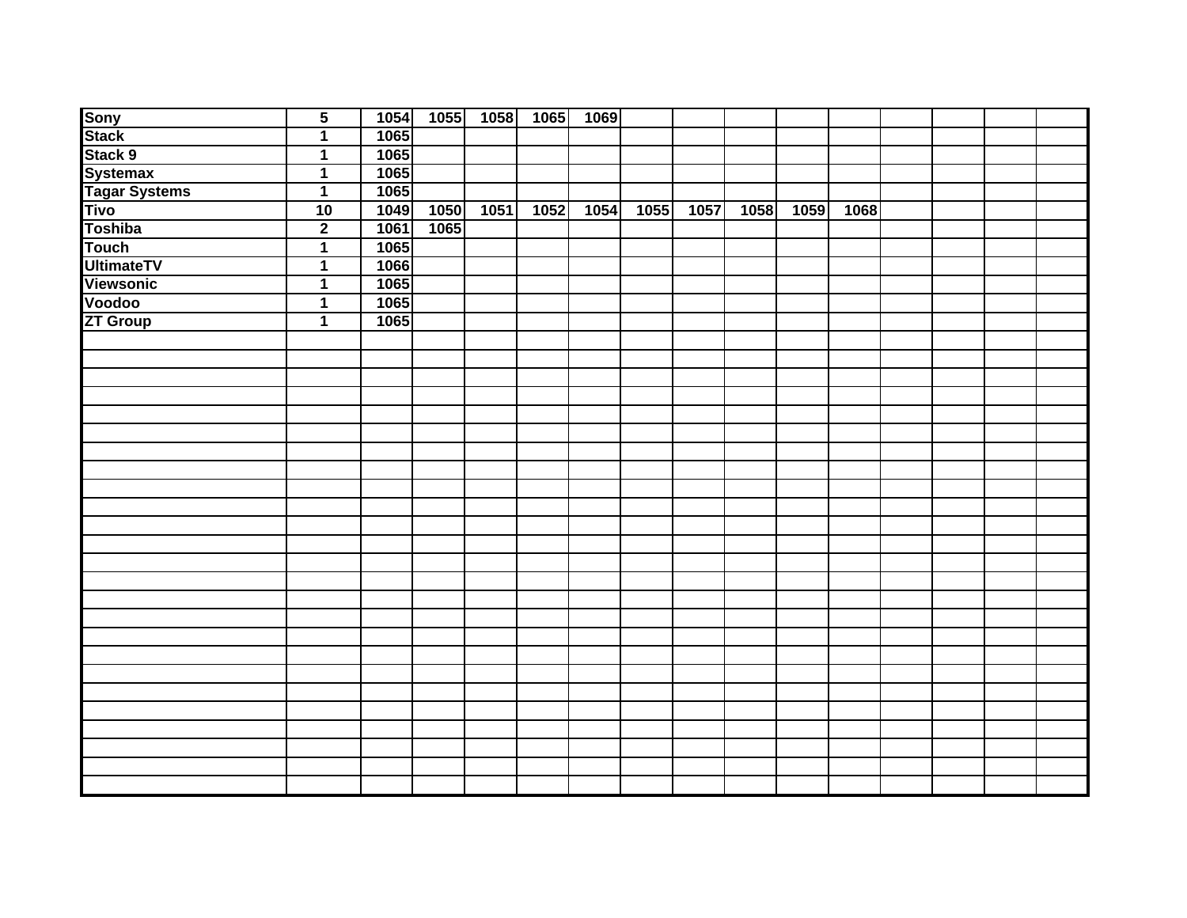| Sony | 5 | 1054 | 1055 | 1058 | 1065 | 1069 | | | | | | | | | |
|---|---|---|---|---|---|---|---|---|---|---|---|---|---|---|---|
| Stack | 1 | 1065 | | | | | | | | | | | | | |
| Stack 9 | 1 | 1065 | | | | | | | | | | | | | |
| Systemax | 1 | 1065 | | | | | | | | | | | | | |
| Tagar Systems | 1 | 1065 | | | | | | | | | | | | | |
| Tivo | 10 | 1049 | 1050 | 1051 | 1052 | 1054 | 1055 | 1057 | 1058 | 1059 | 1068 | | | | |
| Toshiba | 2 | 1061 | 1065 | | | | | | | | | | | | |
| Touch | 1 | 1065 | | | | | | | | | | | | | |
| UltimateTV | 1 | 1066 | | | | | | | | | | | | | |
| Viewsonic | 1 | 1065 | | | | | | | | | | | | | |
| Voodoo | 1 | 1065 | | | | | | | | | | | | | |
| ZT Group | 1 | 1065 | | | | | | | | | | | | | |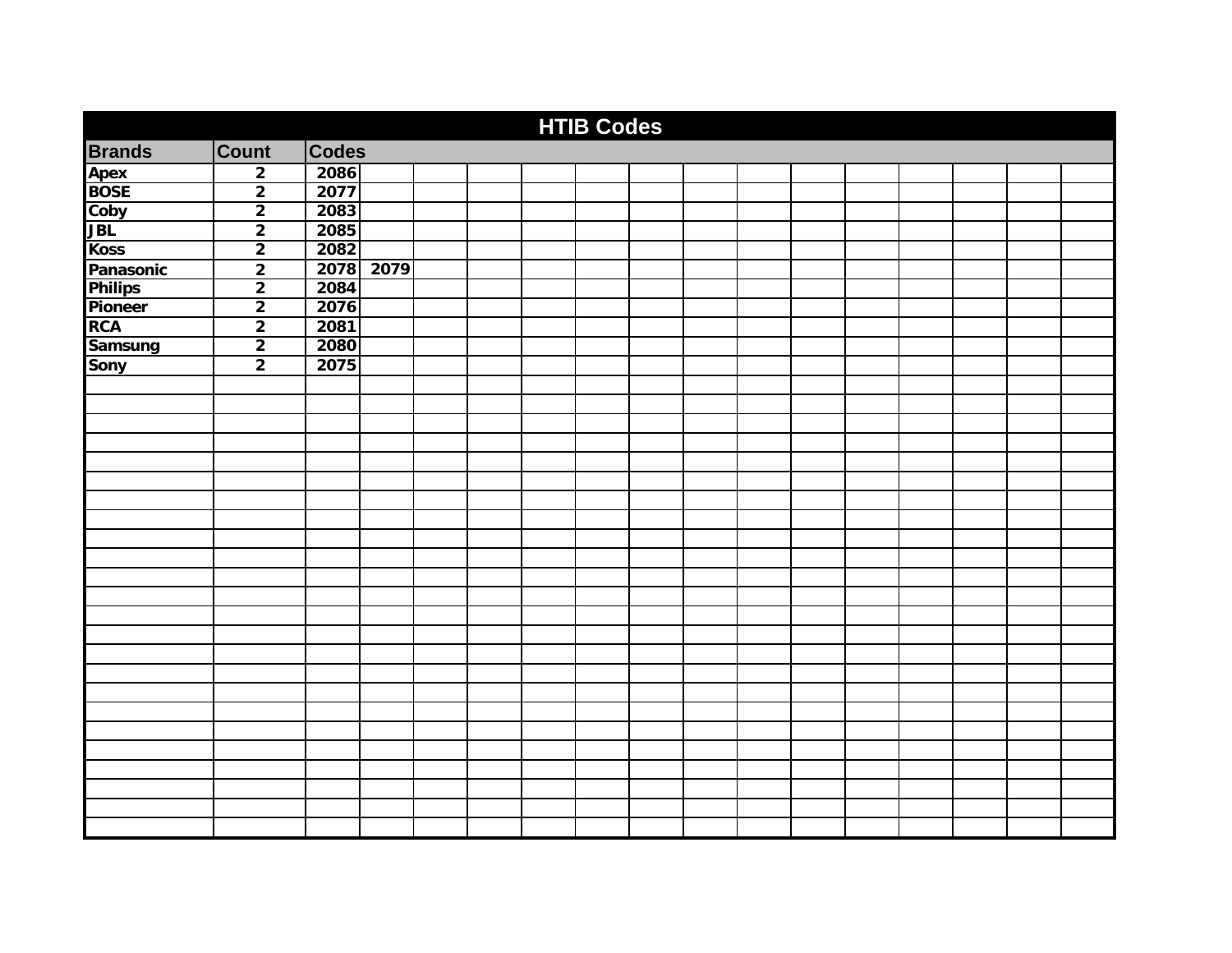# HTIB Codes

| Brands | Count | Codes | |
|---|---|---|---|
| Apex | 2 | 2086 | |
| BOSE | 2 | 2077 | |
| Coby | 2 | 2083 | |
| JBL | 2 | 2085 | |
| Koss | 2 | 2082 | |
| Panasonic | 2 | 2078 | 2079 |
| Philips | 2 | 2084 | |
| Pioneer | 2 | 2076 | |
| RCA | 2 | 2081 | |
| Samsung | 2 | 2080 | |
| Sony | 2 | 2075 | |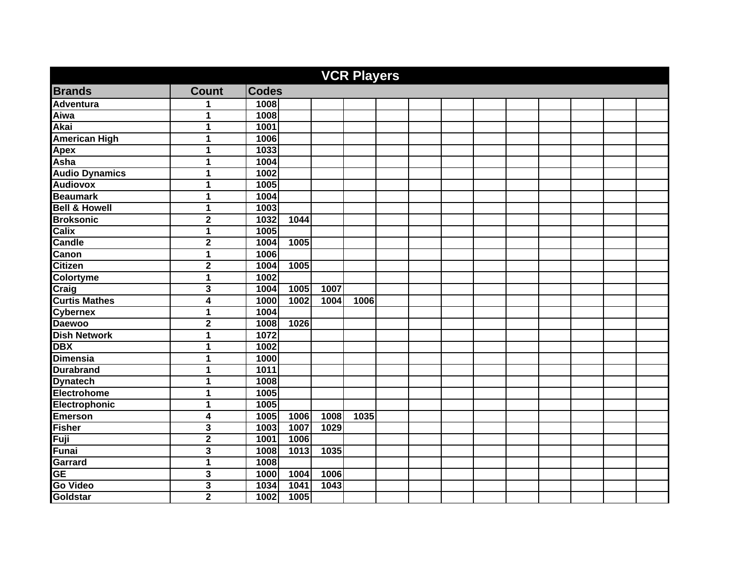| VCR Players | | | | | | | | | | | | | | |
|---|---|---|---|---|---|---|---|---|---|---|---|---|---|---|
| **Brands** | **Count** | **Codes** | | | | | | | | | | | | |
| Adventura | 1 | 1008 | | | | | | | | | | | | |
| Aiwa | 1 | 1008 | | | | | | | | | | | | |
| Akai | 1 | 1001 | | | | | | | | | | | | |
| American High | 1 | 1006 | | | | | | | | | | | | |
| Apex | 1 | 1033 | | | | | | | | | | | | |
| Asha | 1 | 1004 | | | | | | | | | | | | |
| Audio Dynamics | 1 | 1002 | | | | | | | | | | | | |
| Audiovox | 1 | 1005 | | | | | | | | | | | | |
| Beaumark | 1 | 1004 | | | | | | | | | | | | |
| Bell & Howell | 1 | 1003 | | | | | | | | | | | | |
| Broksonic | 2 | 1032 | 1044 | | | | | | | | | | | |
| Calix | 1 | 1005 | | | | | | | | | | | | |
| Candle | 2 | 1004 | 1005 | | | | | | | | | | | |
| Canon | 1 | 1006 | | | | | | | | | | | | |
| Citizen | 2 | 1004 | 1005 | | | | | | | | | | | |
| Colortyme | 1 | 1002 | | | | | | | | | | | | |
| Craig | 3 | 1004 | 1005 | 1007 | | | | | | | | | | |
| Curtis Mathes | 4 | 1000 | 1002 | 1004 | 1006 | | | | | | | | | |
| Cybernex | 1 | 1004 | | | | | | | | | | | | |
| Daewoo | 2 | 1008 | 1026 | | | | | | | | | | | |
| Dish Network | 1 | 1072 | | | | | | | | | | | | |
| DBX | 1 | 1002 | | | | | | | | | | | | |
| Dimensia | 1 | 1000 | | | | | | | | | | | | |
| Durabrand | 1 | 1011 | | | | | | | | | | | | |
| Dynatech | 1 | 1008 | | | | | | | | | | | | |
| Electrohome | 1 | 1005 | | | | | | | | | | | | |
| Electrophonic | 1 | 1005 | | | | | | | | | | | | |
| Emerson | 4 | 1005 | 1006 | 1008 | 1035 | | | | | | | | | |
| Fisher | 3 | 1003 | 1007 | 1029 | | | | | | | | | | |
| Fuji | 2 | 1001 | 1006 | | | | | | | | | | | |
| Funai | 3 | 1008 | 1013 | 1035 | | | | | | | | | | |
| Garrard | 1 | 1008 | | | | | | | | | | | | |
| GE | 3 | 1000 | 1004 | 1006 | | | | | | | | | | |
| Go Video | 3 | 1034 | 1041 | 1043 | | | | | | | | | | |
| Goldstar | 2 | 1002 | 1005 | | | | | | | | | | | |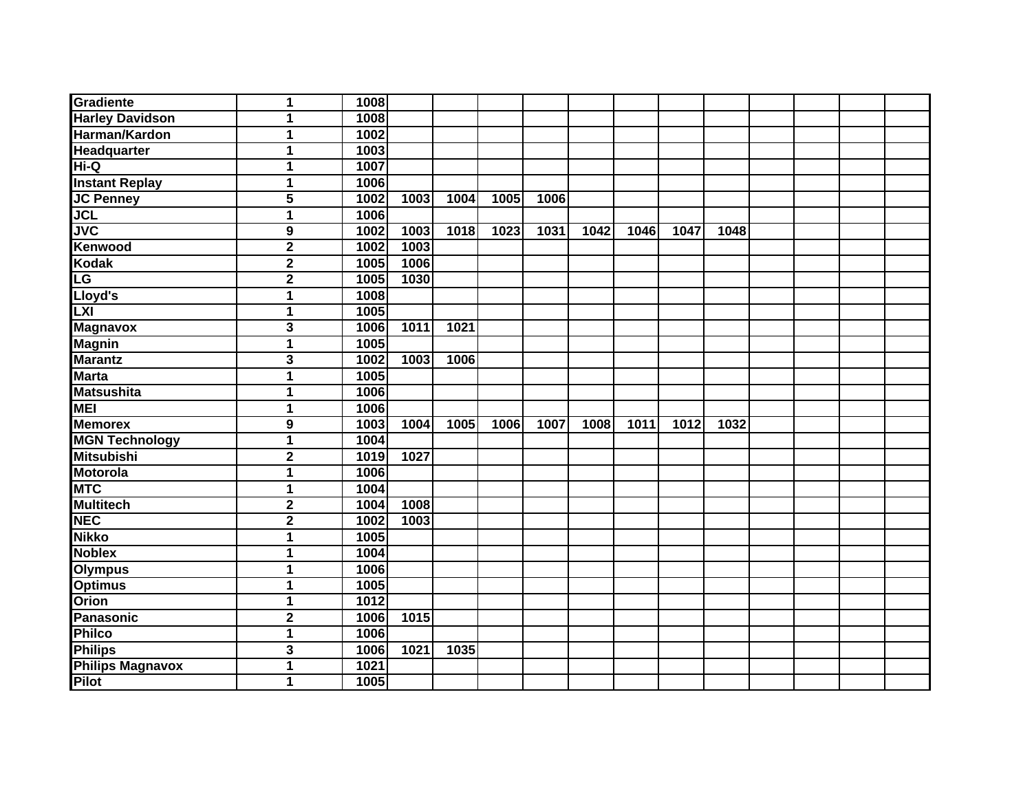| | | | | | | | | | | | | | | |
|---|---|---|---|---|---|---|---|---|---|---|---|---|---|---|
| Gradiente | 1 | 1008 | | | | | | | | | | | | |
| Harley Davidson | 1 | 1008 | | | | | | | | | | | | |
| Harman/Kardon | 1 | 1002 | | | | | | | | | | | | |
| Headquarter | 1 | 1003 | | | | | | | | | | | | |
| Hi-Q | 1 | 1007 | | | | | | | | | | | | |
| Instant Replay | 1 | 1006 | | | | | | | | | | | | |
| JC Penney | 5 | 1002 | 1003 | 1004 | 1005 | 1006 | | | | | | | | |
| JCL | 1 | 1006 | | | | | | | | | | | | |
| JVC | 9 | 1002 | 1003 | 1018 | 1023 | 1031 | 1042 | 1046 | 1047 | 1048 | | | | |
| Kenwood | 2 | 1002 | 1003 | | | | | | | | | | | |
| Kodak | 2 | 1005 | 1006 | | | | | | | | | | | |
| LG | 2 | 1005 | 1030 | | | | | | | | | | | |
| Lloyd's | 1 | 1008 | | | | | | | | | | | | |
| LXI | 1 | 1005 | | | | | | | | | | | | |
| Magnavox | 3 | 1006 | 1011 | 1021 | | | | | | | | | | |
| Magnin | 1 | 1005 | | | | | | | | | | | | |
| Marantz | 3 | 1002 | 1003 | 1006 | | | | | | | | | | |
| Marta | 1 | 1005 | | | | | | | | | | | | |
| Matsushita | 1 | 1006 | | | | | | | | | | | | |
| MEI | 1 | 1006 | | | | | | | | | | | | |
| Memorex | 9 | 1003 | 1004 | 1005 | 1006 | 1007 | 1008 | 1011 | 1012 | 1032 | | | | |
| MGN Technology | 1 | 1004 | | | | | | | | | | | | |
| Mitsubishi | 2 | 1019 | 1027 | | | | | | | | | | | |
| Motorola | 1 | 1006 | | | | | | | | | | | | |
| MTC | 1 | 1004 | | | | | | | | | | | | |
| Multitech | 2 | 1004 | 1008 | | | | | | | | | | | |
| NEC | 2 | 1002 | 1003 | | | | | | | | | | | |
| Nikko | 1 | 1005 | | | | | | | | | | | | |
| Noblex | 1 | 1004 | | | | | | | | | | | | |
| Olympus | 1 | 1006 | | | | | | | | | | | | |
| Optimus | 1 | 1005 | | | | | | | | | | | | |
| Orion | 1 | 1012 | | | | | | | | | | | | |
| Panasonic | 2 | 1006 | 1015 | | | | | | | | | | | |
| Philco | 1 | 1006 | | | | | | | | | | | | |
| Philips | 3 | 1006 | 1021 | 1035 | | | | | | | | | | |
| Philips Magnavox | 1 | 1021 | | | | | | | | | | | | |
| Pilot | 1 | 1005 | | | | | | | | | | | | |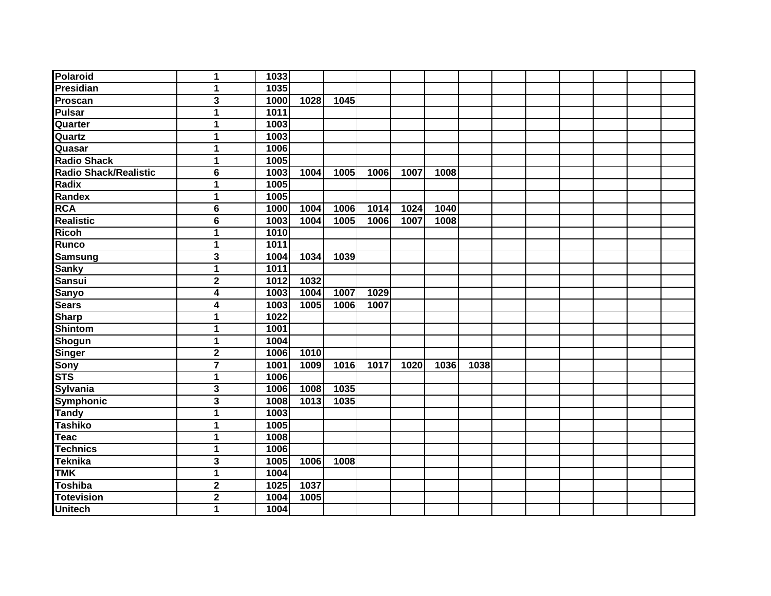| | | | | | | | | | | | | | | | |
|---|---|---|---|---|---|---|---|---|---|---|---|---|---|---|---|
| **Polaroid** | **1** | **1033** | | | | | | | | | | | | | |
| **Presidian** | **1** | **1035** | | | | | | | | | | | | | |
| **Proscan** | **3** | **1000** | **1028** | **1045** | | | | | | | | | | | |
| **Pulsar** | **1** | **1011** | | | | | | | | | | | | | |
| **Quarter** | **1** | **1003** | | | | | | | | | | | | | |
| **Quartz** | **1** | **1003** | | | | | | | | | | | | | |
| **Quasar** | **1** | **1006** | | | | | | | | | | | | | |
| **Radio Shack** | **1** | **1005** | | | | | | | | | | | | | |
| **Radio Shack/Realistic** | **6** | **1003** | **1004** | **1005** | **1006** | **1007** | **1008** | | | | | | | | |
| **Radix** | **1** | **1005** | | | | | | | | | | | | | |
| **Randex** | **1** | **1005** | | | | | | | | | | | | | |
| **RCA** | **6** | **1000** | **1004** | **1006** | **1014** | **1024** | **1040** | | | | | | | | |
| **Realistic** | **6** | **1003** | **1004** | **1005** | **1006** | **1007** | **1008** | | | | | | | | |
| **Ricoh** | **1** | **1010** | | | | | | | | | | | | | |
| **Runco** | **1** | **1011** | | | | | | | | | | | | | |
| **Samsung** | **3** | **1004** | **1034** | **1039** | | | | | | | | | | | |
| **Sanky** | **1** | **1011** | | | | | | | | | | | | | |
| **Sansui** | **2** | **1012** | **1032** | | | | | | | | | | | | |
| **Sanyo** | **4** | **1003** | **1004** | **1007** | **1029** | | | | | | | | | | |
| **Sears** | **4** | **1003** | **1005** | **1006** | **1007** | | | | | | | | | | |
| **Sharp** | **1** | **1022** | | | | | | | | | | | | | |
| **Shintom** | **1** | **1001** | | | | | | | | | | | | | |
| **Shogun** | **1** | **1004** | | | | | | | | | | | | | |
| **Singer** | **2** | **1006** | **1010** | | | | | | | | | | | | |
| **Sony** | **7** | **1001** | **1009** | **1016** | **1017** | **1020** | **1036** | **1038** | | | | | | | |
| **STS** | **1** | **1006** | | | | | | | | | | | | | |
| **Sylvania** | **3** | **1006** | **1008** | **1035** | | | | | | | | | | | |
| **Symphonic** | **3** | **1008** | **1013** | **1035** | | | | | | | | | | | |
| **Tandy** | **1** | **1003** | | | | | | | | | | | | | |
| **Tashiko** | **1** | **1005** | | | | | | | | | | | | | |
| **Teac** | **1** | **1008** | | | | | | | | | | | | | |
| **Technics** | **1** | **1006** | | | | | | | | | | | | | |
| **Teknika** | **3** | **1005** | **1006** | **1008** | | | | | | | | | | | |
| **TMK** | **1** | **1004** | | | | | | | | | | | | | |
| **Toshiba** | **2** | **1025** | **1037** | | | | | | | | | | | | |
| **Totevision** | **2** | **1004** | **1005** | | | | | | | | | | | | |
| **Unitech** | **1** | **1004** | | | | | | | | | | | | | |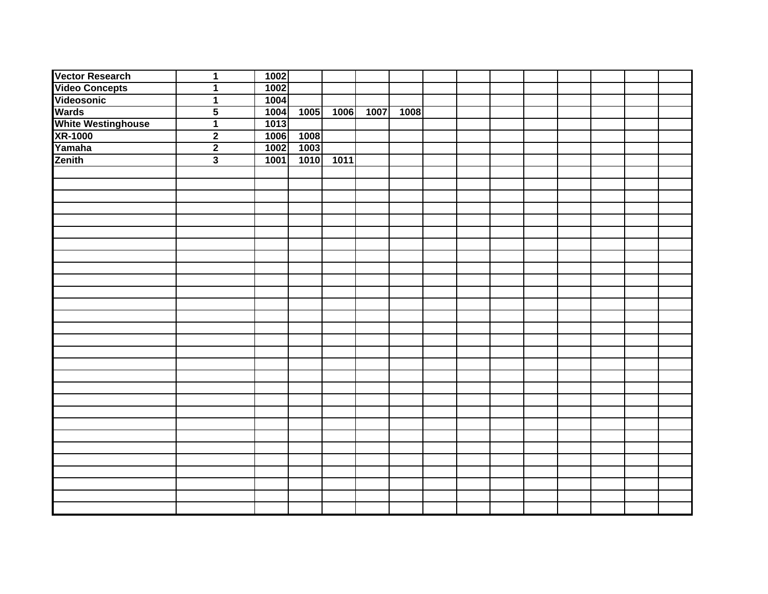| | | | | | | | | | | | | | | |
|---|---|---|---|---|---|---|---|---|---|---|---|---|---|---|
| **Vector Research** | **1** | **1002** | | | | | | | | | | | | |
| **Video Concepts** | **1** | **1002** | | | | | | | | | | | | |
| **Videosonic** | **1** | **1004** | | | | | | | | | | | | |
| **Wards** | **5** | **1004** | **1005** | **1006** | **1007** | **1008** | | | | | | | | |
| **White Westinghouse** | **1** | **1013** | | | | | | | | | | | | |
| **XR-1000** | **2** | **1006** | **1008** | | | | | | | | | | | |
| **Yamaha** | **2** | **1002** | **1003** | | | | | | | | | | | |
| **Zenith** | **3** | **1001** | **1010** | **1011** | | | | | | | | | | |